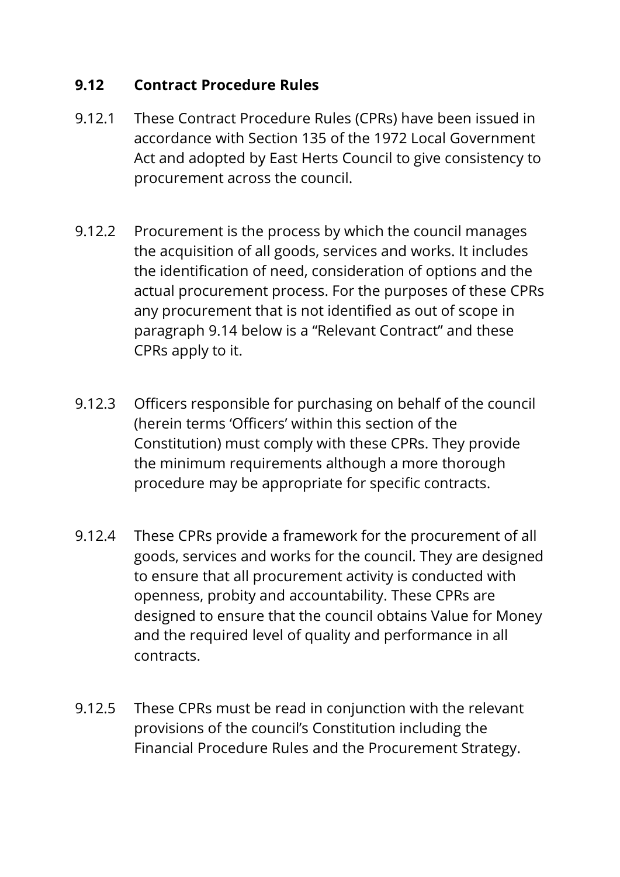### 9.12 Contract Procedure Rules

9.12.1 These Contract Procedure Rules (CPRs) have been issued in accordance with Section 135 of the 1972 Local Government Act and adopted by East Herts Council to give consistency to procurement across the council.

9.12.2 Procurement is the process by which the council manages the acquisition of all goods, services and works. It includes the identification of need, consideration of options and the actual procurement process. For the purposes of these CPRs any procurement that is not identified as out of scope in paragraph 9.14 below is a "Relevant Contract" and these CPRs apply to it.

9.12.3 Officers responsible for purchasing on behalf of the council (herein terms 'Officers' within this section of the Constitution) must comply with these CPRs. They provide the minimum requirements although a more thorough procedure may be appropriate for specific contracts.

9.12.4 These CPRs provide a framework for the procurement of all goods, services and works for the council. They are designed to ensure that all procurement activity is conducted with openness, probity and accountability. These CPRs are designed to ensure that the council obtains Value for Money and the required level of quality and performance in all contracts.

9.12.5 These CPRs must be read in conjunction with the relevant provisions of the council's Constitution including the Financial Procedure Rules and the Procurement Strategy.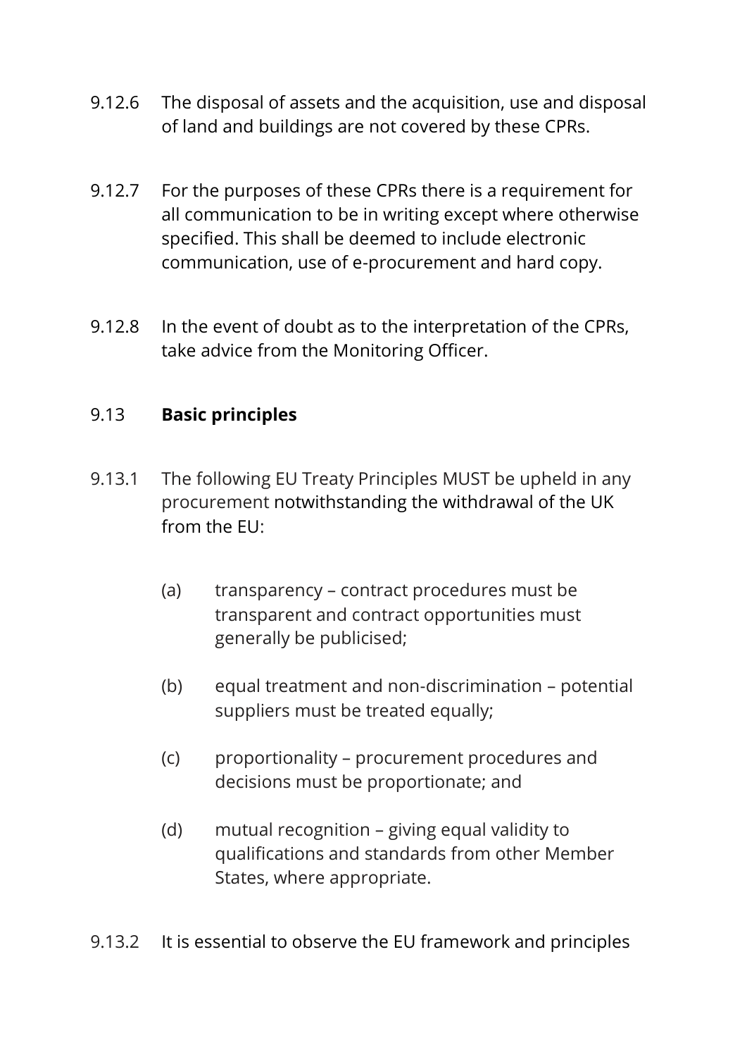9.12.6 The disposal of assets and the acquisition, use and disposal of land and buildings are not covered by these CPRs.

9.12.7 For the purposes of these CPRs there is a requirement for all communication to be in writing except where otherwise specified. This shall be deemed to include electronic communication, use of e-procurement and hard copy.

9.12.8 In the event of doubt as to the interpretation of the CPRs, take advice from the Monitoring Officer.

9.13 **Basic principles**

9.13.1 The following EU Treaty Principles MUST be upheld in any procurement notwithstanding the withdrawal of the UK from the EU:

(a) transparency – contract procedures must be transparent and contract opportunities must generally be publicised;

(b) equal treatment and non-discrimination – potential suppliers must be treated equally;

(c) proportionality – procurement procedures and decisions must be proportionate; and

(d) mutual recognition – giving equal validity to qualifications and standards from other Member States, where appropriate.

9.13.2 It is essential to observe the EU framework and principles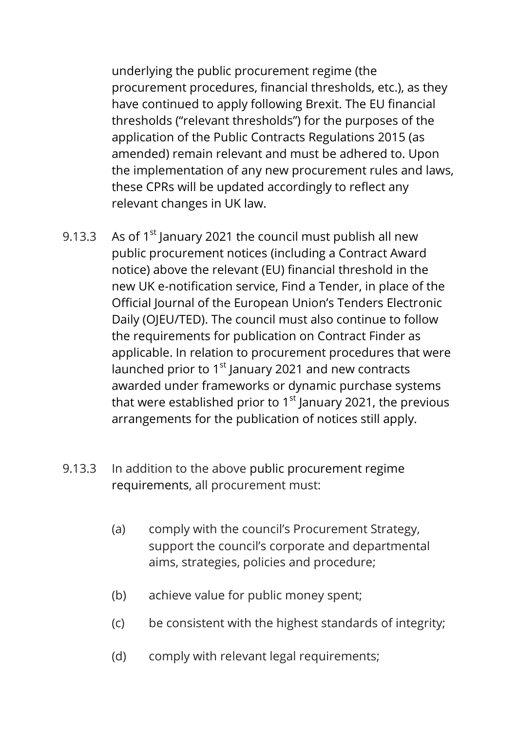underlying the public procurement regime (the procurement procedures, financial thresholds, etc.), as they have continued to apply following Brexit. The EU financial thresholds ("relevant thresholds") for the purposes of the application of the Public Contracts Regulations 2015 (as amended) remain relevant and must be adhered to. Upon the implementation of any new procurement rules and laws, these CPRs will be updated accordingly to reflect any relevant changes in UK law.

9.13.3 As of 1st January 2021 the council must publish all new public procurement notices (including a Contract Award notice) above the relevant (EU) financial threshold in the new UK e-notification service, Find a Tender, in place of the Official Journal of the European Union's Tenders Electronic Daily (OJEU/TED). The council must also continue to follow the requirements for publication on Contract Finder as applicable. In relation to procurement procedures that were launched prior to 1st January 2021 and new contracts awarded under frameworks or dynamic purchase systems that were established prior to 1st January 2021, the previous arrangements for the publication of notices still apply.

9.13.3 In addition to the above public procurement regime requirements, all procurement must:

(a) comply with the council's Procurement Strategy, support the council's corporate and departmental aims, strategies, policies and procedure;

(b) achieve value for public money spent;

(c) be consistent with the highest standards of integrity;

(d) comply with relevant legal requirements;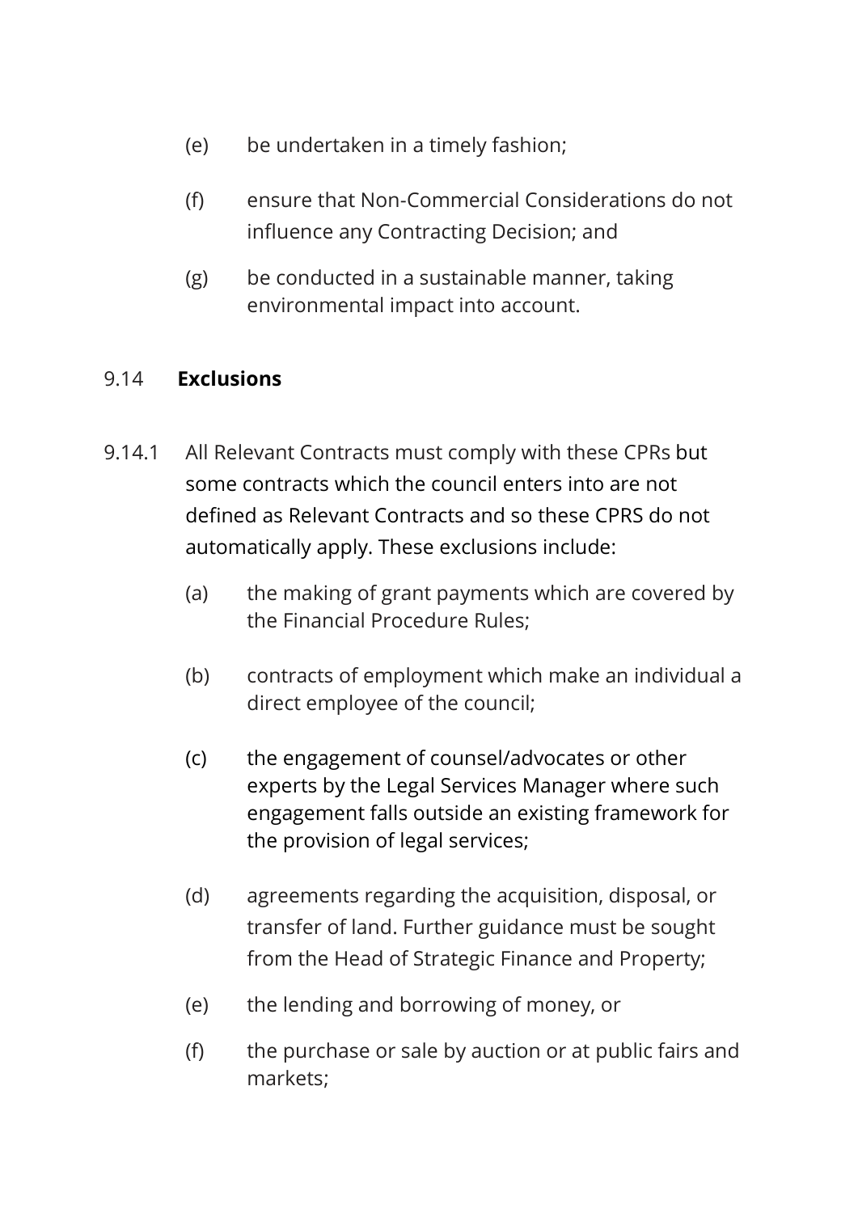(e) be undertaken in a timely fashion;

(f) ensure that Non-Commercial Considerations do not influence any Contracting Decision; and

(g) be conducted in a sustainable manner, taking environmental impact into account.

### 9.14 **Exclusions**

9.14.1 All Relevant Contracts must comply with these CPRs but some contracts which the council enters into are not defined as Relevant Contracts and so these CPRS do not automatically apply. These exclusions include:

(a) the making of grant payments which are covered by the Financial Procedure Rules;

(b) contracts of employment which make an individual a direct employee of the council;

(c) the engagement of counsel/advocates or other experts by the Legal Services Manager where such engagement falls outside an existing framework for the provision of legal services;

(d) agreements regarding the acquisition, disposal, or transfer of land. Further guidance must be sought from the Head of Strategic Finance and Property;

(e) the lending and borrowing of money, or

(f) the purchase or sale by auction or at public fairs and markets;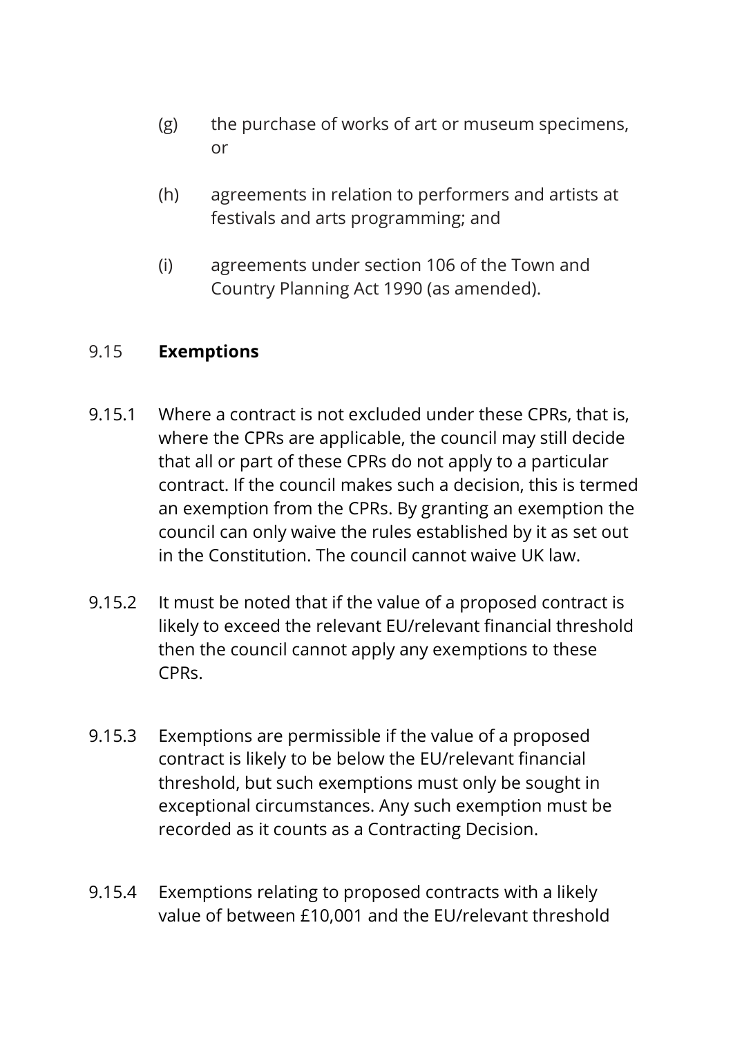(g) the purchase of works of art or museum specimens, or

(h) agreements in relation to performers and artists at festivals and arts programming; and

(i) agreements under section 106 of the Town and Country Planning Act 1990 (as amended).

## 9.15 **Exemptions**

9.15.1 Where a contract is not excluded under these CPRs, that is, where the CPRs are applicable, the council may still decide that all or part of these CPRs do not apply to a particular contract. If the council makes such a decision, this is termed an exemption from the CPRs. By granting an exemption the council can only waive the rules established by it as set out in the Constitution. The council cannot waive UK law.

9.15.2 It must be noted that if the value of a proposed contract is likely to exceed the relevant EU/relevant financial threshold then the council cannot apply any exemptions to these CPRs.

9.15.3 Exemptions are permissible if the value of a proposed contract is likely to be below the EU/relevant financial threshold, but such exemptions must only be sought in exceptional circumstances. Any such exemption must be recorded as it counts as a Contracting Decision.

9.15.4 Exemptions relating to proposed contracts with a likely value of between £10,001 and the EU/relevant threshold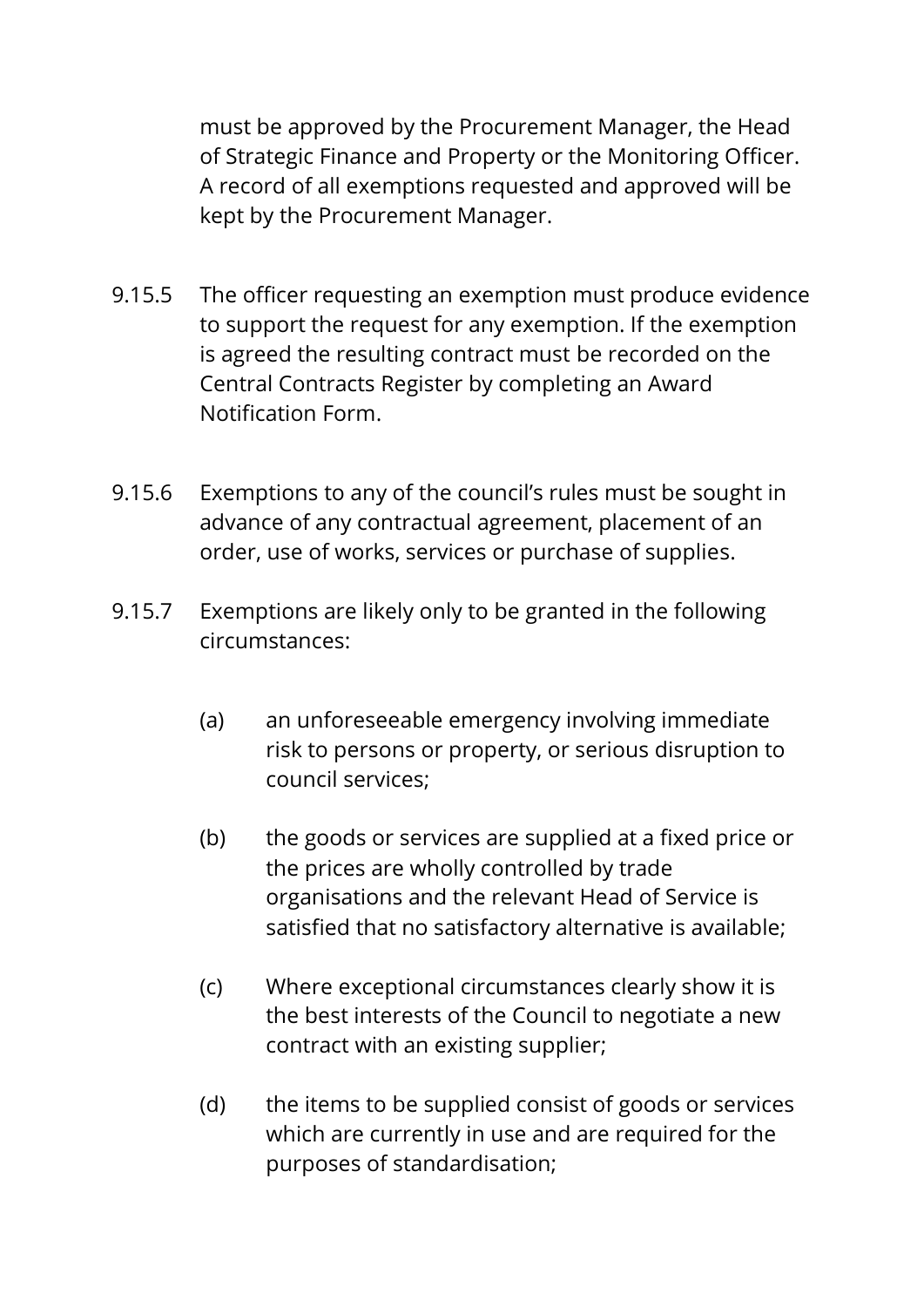must be approved by the Procurement Manager, the Head of Strategic Finance and Property or the Monitoring Officer. A record of all exemptions requested and approved will be kept by the Procurement Manager.

9.15.5 The officer requesting an exemption must produce evidence to support the request for any exemption. If the exemption is agreed the resulting contract must be recorded on the Central Contracts Register by completing an Award Notification Form.

9.15.6 Exemptions to any of the council's rules must be sought in advance of any contractual agreement, placement of an order, use of works, services or purchase of supplies.

9.15.7 Exemptions are likely only to be granted in the following circumstances:

(a) an unforeseeable emergency involving immediate risk to persons or property, or serious disruption to council services;

(b) the goods or services are supplied at a fixed price or the prices are wholly controlled by trade organisations and the relevant Head of Service is satisfied that no satisfactory alternative is available;

(c) Where exceptional circumstances clearly show it is the best interests of the Council to negotiate a new contract with an existing supplier;

(d) the items to be supplied consist of goods or services which are currently in use and are required for the purposes of standardisation;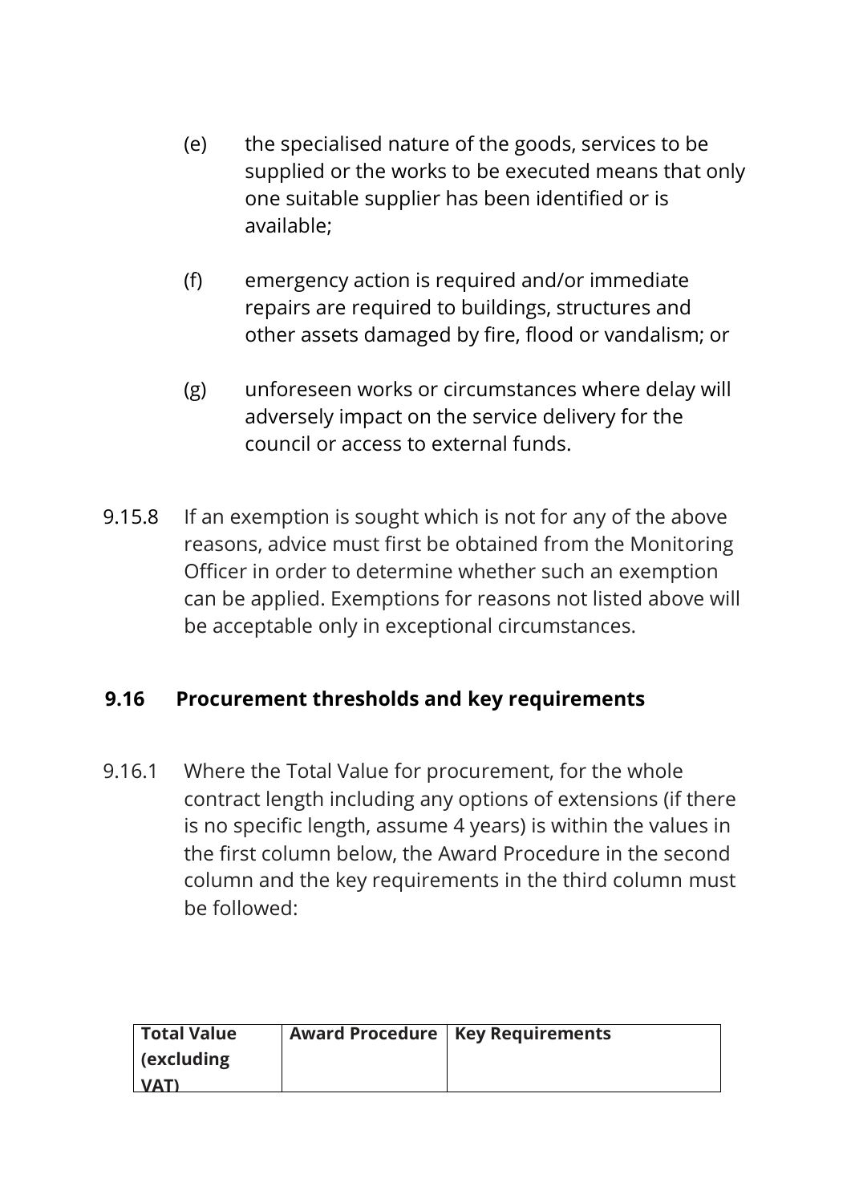(e) the specialised nature of the goods, services to be supplied or the works to be executed means that only one suitable supplier has been identified or is available;

(f) emergency action is required and/or immediate repairs are required to buildings, structures and other assets damaged by fire, flood or vandalism; or

(g) unforeseen works or circumstances where delay will adversely impact on the service delivery for the council or access to external funds.

9.15.8 If an exemption is sought which is not for any of the above reasons, advice must first be obtained from the Monitoring Officer in order to determine whether such an exemption can be applied. Exemptions for reasons not listed above will be acceptable only in exceptional circumstances.

## 9.16 Procurement thresholds and key requirements

9.16.1 Where the Total Value for procurement, for the whole contract length including any options of extensions (if there is no specific length, assume 4 years) is within the values in the first column below, the Award Procedure in the second column and the key requirements in the third column must be followed:

| Total Value (excluding VAT) | Award Procedure | Key Requirements |
| --- | --- | --- |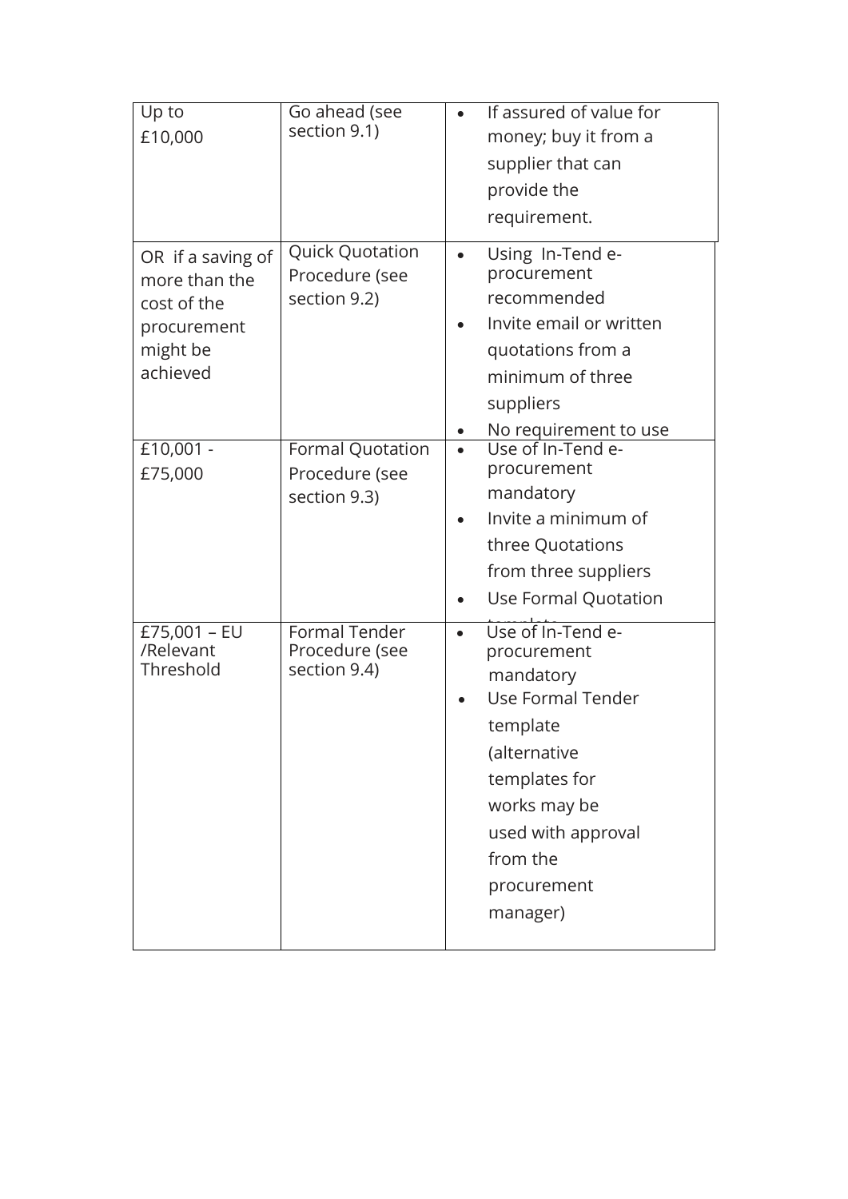| Up to £10,000 | Go ahead (see section 9.1) | • If assured of value for money; buy it from a supplier that can provide the requirement. |
|---|---|---|
| OR if a saving of more than the cost of the procurement might be achieved | Quick Quotation Procedure (see section 9.2) | • Using In-Tend e-procurement recommended<br>• Invite email or written quotations from a minimum of three suppliers<br>• No requirement to use |
| £10,001 - £75,000 | Formal Quotation Procedure (see section 9.3) | • Use of In-Tend e-procurement mandatory<br>• Invite a minimum of three Quotations from three suppliers<br>• Use Formal Quotation template |
| £75,001 – EU /Relevant Threshold | Formal Tender Procedure (see section 9.4) | • Use of In-Tend e-procurement mandatory<br>• Use Formal Tender template (alternative templates for works may be used with approval from the procurement manager) |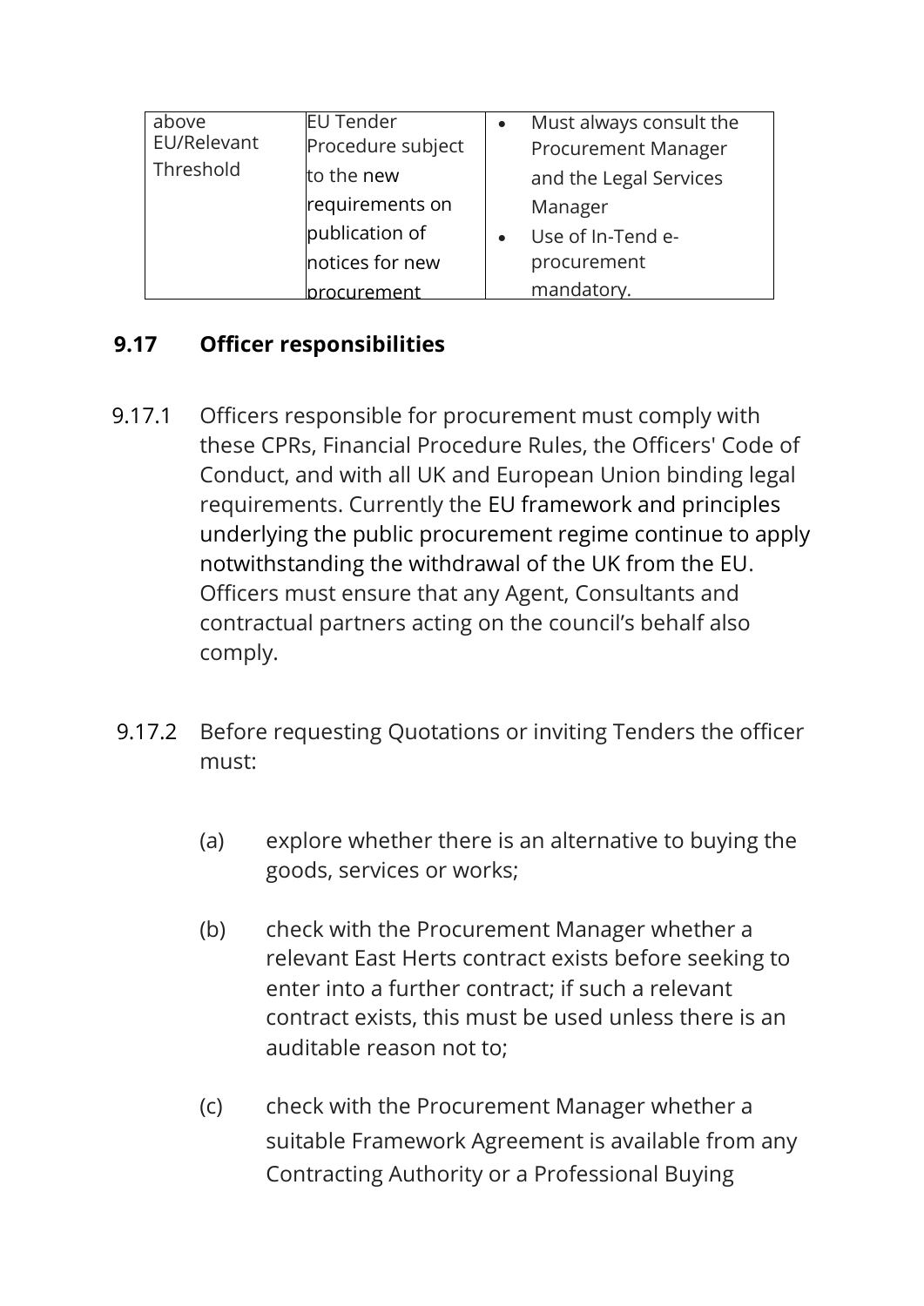| above EU/Relevant Threshold | EU Tender Procedure subject to the new requirements on publication of notices for new procurement | • Must always consult the Procurement Manager and the Legal Services Manager<br>• Use of In-Tend e-procurement mandatory. |
|---|---|---|

## 9.17 Officer responsibilities

9.17.1 Officers responsible for procurement must comply with these CPRs, Financial Procedure Rules, the Officers' Code of Conduct, and with all UK and European Union binding legal requirements. Currently the EU framework and principles underlying the public procurement regime continue to apply notwithstanding the withdrawal of the UK from the EU. Officers must ensure that any Agent, Consultants and contractual partners acting on the council's behalf also comply.

9.17.2 Before requesting Quotations or inviting Tenders the officer must:

(a) explore whether there is an alternative to buying the goods, services or works;

(b) check with the Procurement Manager whether a relevant East Herts contract exists before seeking to enter into a further contract; if such a relevant contract exists, this must be used unless there is an auditable reason not to;

(c) check with the Procurement Manager whether a suitable Framework Agreement is available from any Contracting Authority or a Professional Buying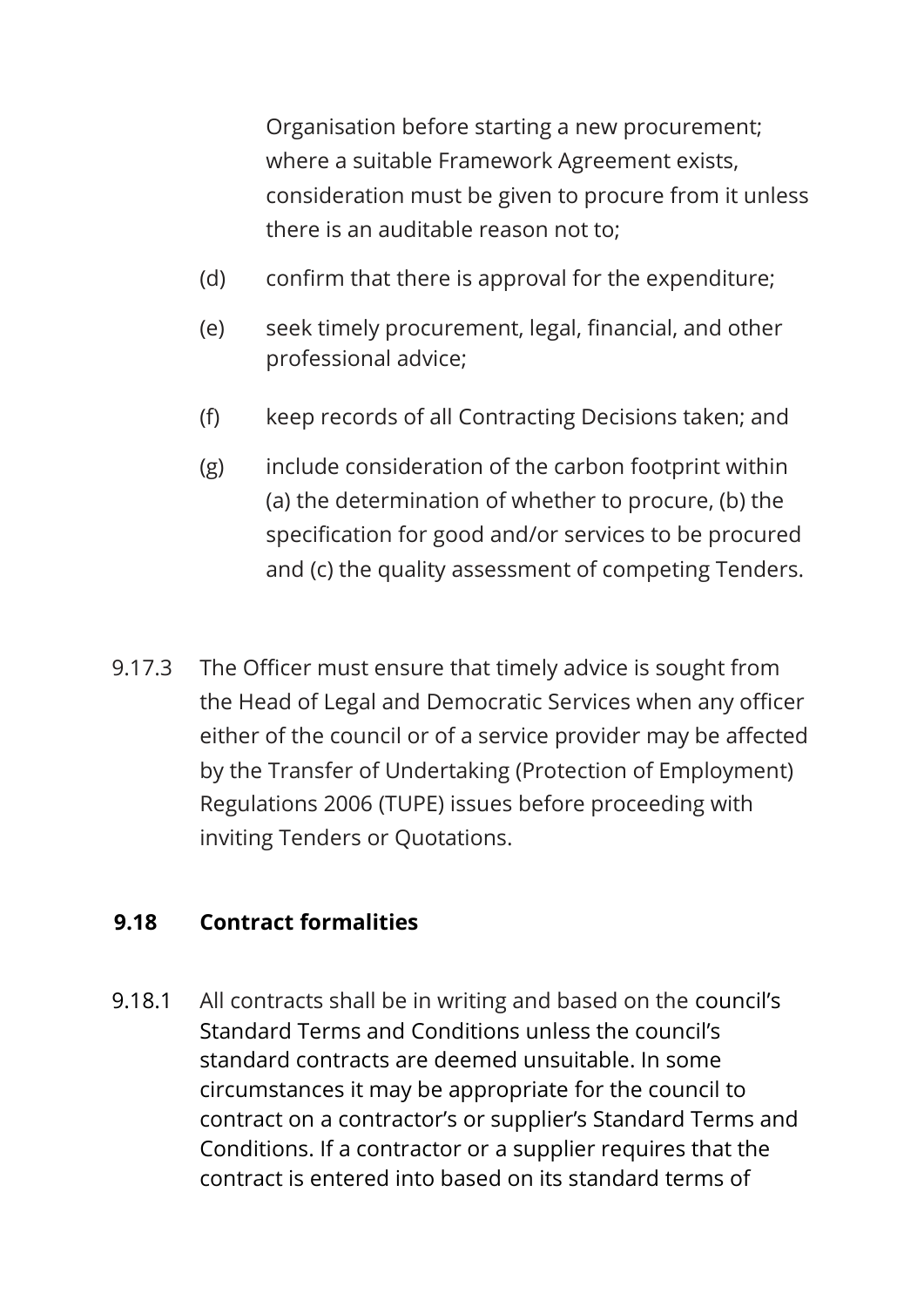Organisation before starting a new procurement; where a suitable Framework Agreement exists, consideration must be given to procure from it unless there is an auditable reason not to;

(d) confirm that there is approval for the expenditure;

(e) seek timely procurement, legal, financial, and other professional advice;

(f) keep records of all Contracting Decisions taken; and

(g) include consideration of the carbon footprint within (a) the determination of whether to procure, (b) the specification for good and/or services to be procured and (c) the quality assessment of competing Tenders.

9.17.3 The Officer must ensure that timely advice is sought from the Head of Legal and Democratic Services when any officer either of the council or of a service provider may be affected by the Transfer of Undertaking (Protection of Employment) Regulations 2006 (TUPE) issues before proceeding with inviting Tenders or Quotations.

### 9.18 Contract formalities

9.18.1 All contracts shall be in writing and based on the council's Standard Terms and Conditions unless the council's standard contracts are deemed unsuitable. In some circumstances it may be appropriate for the council to contract on a contractor's or supplier's Standard Terms and Conditions. If a contractor or a supplier requires that the contract is entered into based on its standard terms of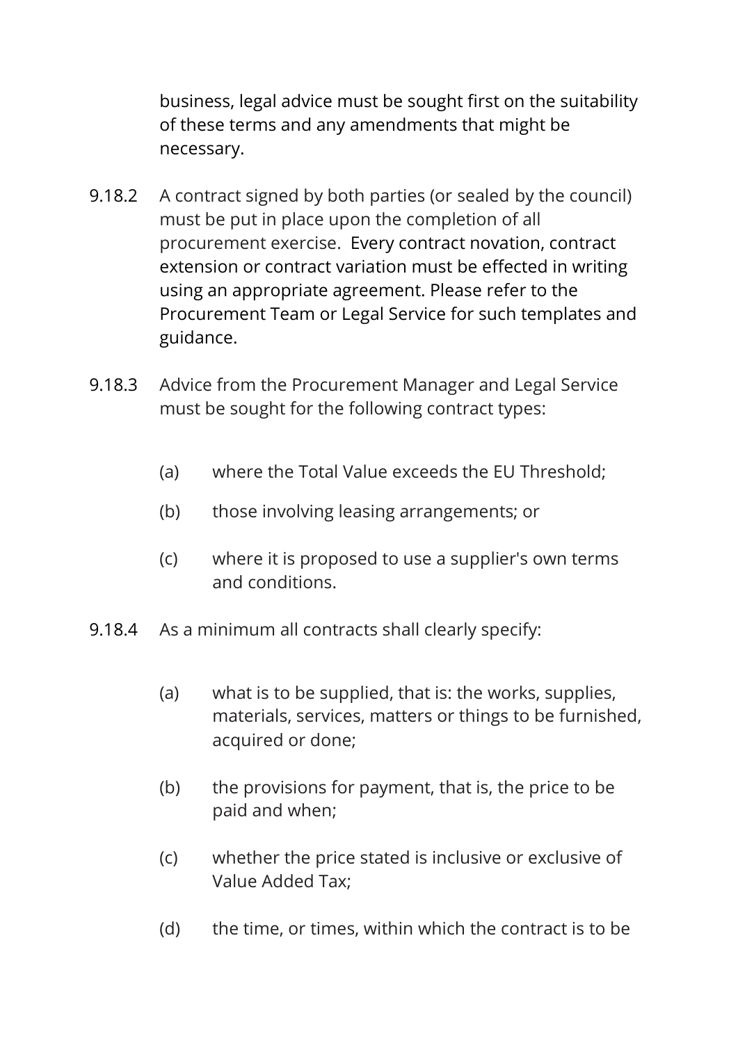business, legal advice must be sought first on the suitability of these terms and any amendments that might be necessary.

9.18.2 A contract signed by both parties (or sealed by the council) must be put in place upon the completion of all procurement exercise. Every contract novation, contract extension or contract variation must be effected in writing using an appropriate agreement. Please refer to the Procurement Team or Legal Service for such templates and guidance.

9.18.3 Advice from the Procurement Manager and Legal Service must be sought for the following contract types:

- (a) where the Total Value exceeds the EU Threshold;
- (b) those involving leasing arrangements; or
- (c) where it is proposed to use a supplier's own terms and conditions.

9.18.4 As a minimum all contracts shall clearly specify:

- (a) what is to be supplied, that is: the works, supplies, materials, services, matters or things to be furnished, acquired or done;
- (b) the provisions for payment, that is, the price to be paid and when;
- (c) whether the price stated is inclusive or exclusive of Value Added Tax;
- (d) the time, or times, within which the contract is to be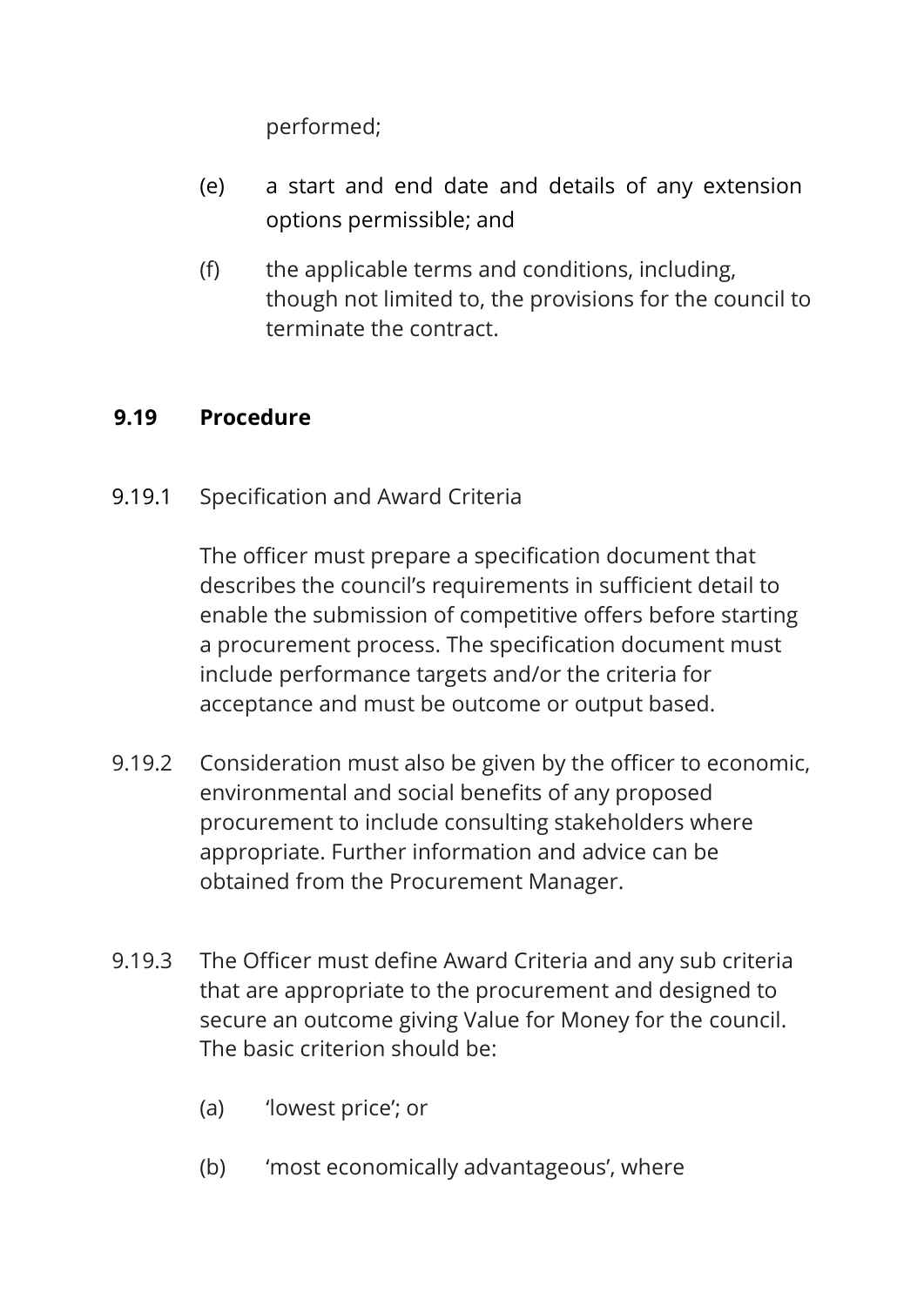performed;

(e) a start and end date and details of any extension options permissible; and

(f) the applicable terms and conditions, including, though not limited to, the provisions for the council to terminate the contract.

### 9.19 Procedure

9.19.1 Specification and Award Criteria

The officer must prepare a specification document that describes the council's requirements in sufficient detail to enable the submission of competitive offers before starting a procurement process. The specification document must include performance targets and/or the criteria for acceptance and must be outcome or output based.

9.19.2 Consideration must also be given by the officer to economic, environmental and social benefits of any proposed procurement to include consulting stakeholders where appropriate. Further information and advice can be obtained from the Procurement Manager.

9.19.3 The Officer must define Award Criteria and any sub criteria that are appropriate to the procurement and designed to secure an outcome giving Value for Money for the council. The basic criterion should be:

(a) 'lowest price'; or

(b) 'most economically advantageous', where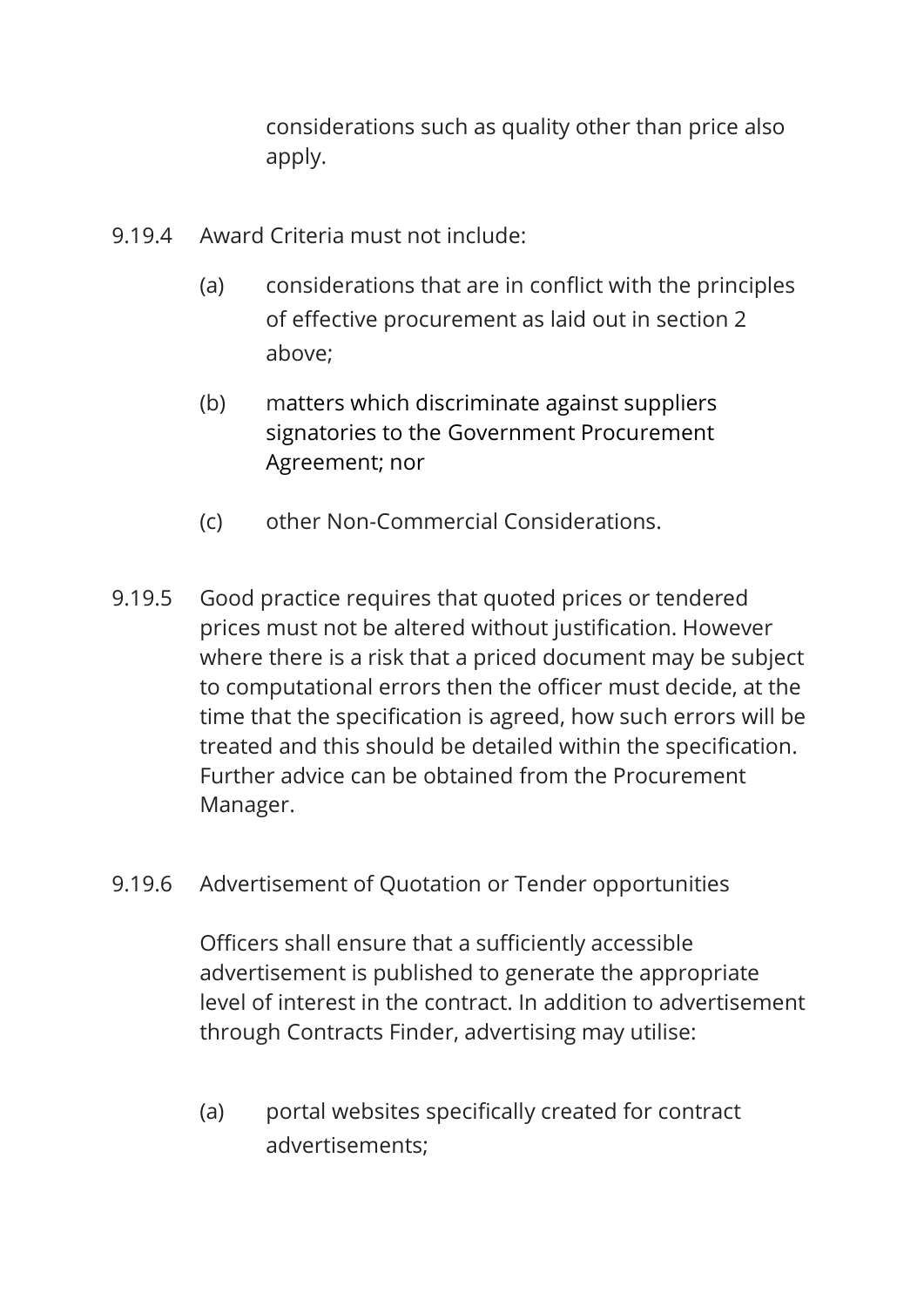considerations such as quality other than price also apply.

9.19.4 Award Criteria must not include:

(a) considerations that are in conflict with the principles of effective procurement as laid out in section 2 above;

(b) matters which discriminate against suppliers signatories to the Government Procurement Agreement; nor

(c) other Non-Commercial Considerations.

9.19.5 Good practice requires that quoted prices or tendered prices must not be altered without justification. However where there is a risk that a priced document may be subject to computational errors then the officer must decide, at the time that the specification is agreed, how such errors will be treated and this should be detailed within the specification. Further advice can be obtained from the Procurement Manager.

9.19.6 Advertisement of Quotation or Tender opportunities

Officers shall ensure that a sufficiently accessible advertisement is published to generate the appropriate level of interest in the contract. In addition to advertisement through Contracts Finder, advertising may utilise:

(a) portal websites specifically created for contract advertisements;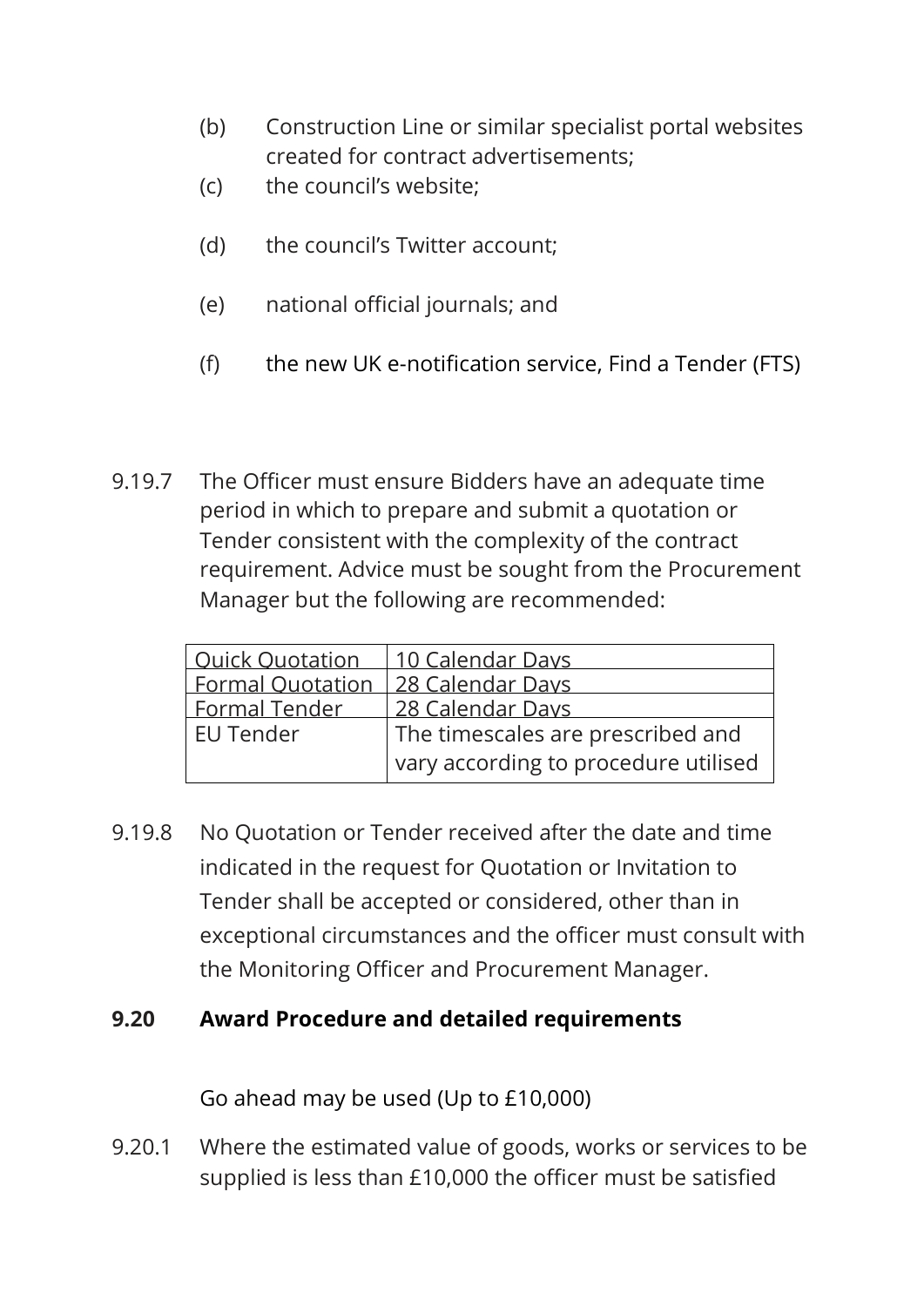(b) Construction Line or similar specialist portal websites created for contract advertisements;

(c) the council's website;

(d) the council's Twitter account;

(e) national official journals; and

(f) the new UK e-notification service, Find a Tender (FTS)

9.19.7 The Officer must ensure Bidders have an adequate time period in which to prepare and submit a quotation or Tender consistent with the complexity of the contract requirement. Advice must be sought from the Procurement Manager but the following are recommended:

| Quick Quotation | 10 Calendar Days |
|---|---|
| Formal Quotation | 28 Calendar Days |
| Formal Tender | 28 Calendar Days |
| EU Tender | The timescales are prescribed and vary according to procedure utilised |

9.19.8 No Quotation or Tender received after the date and time indicated in the request for Quotation or Invitation to Tender shall be accepted or considered, other than in exceptional circumstances and the officer must consult with the Monitoring Officer and Procurement Manager.

**9.20 Award Procedure and detailed requirements**

Go ahead may be used (Up to £10,000)

9.20.1 Where the estimated value of goods, works or services to be supplied is less than £10,000 the officer must be satisfied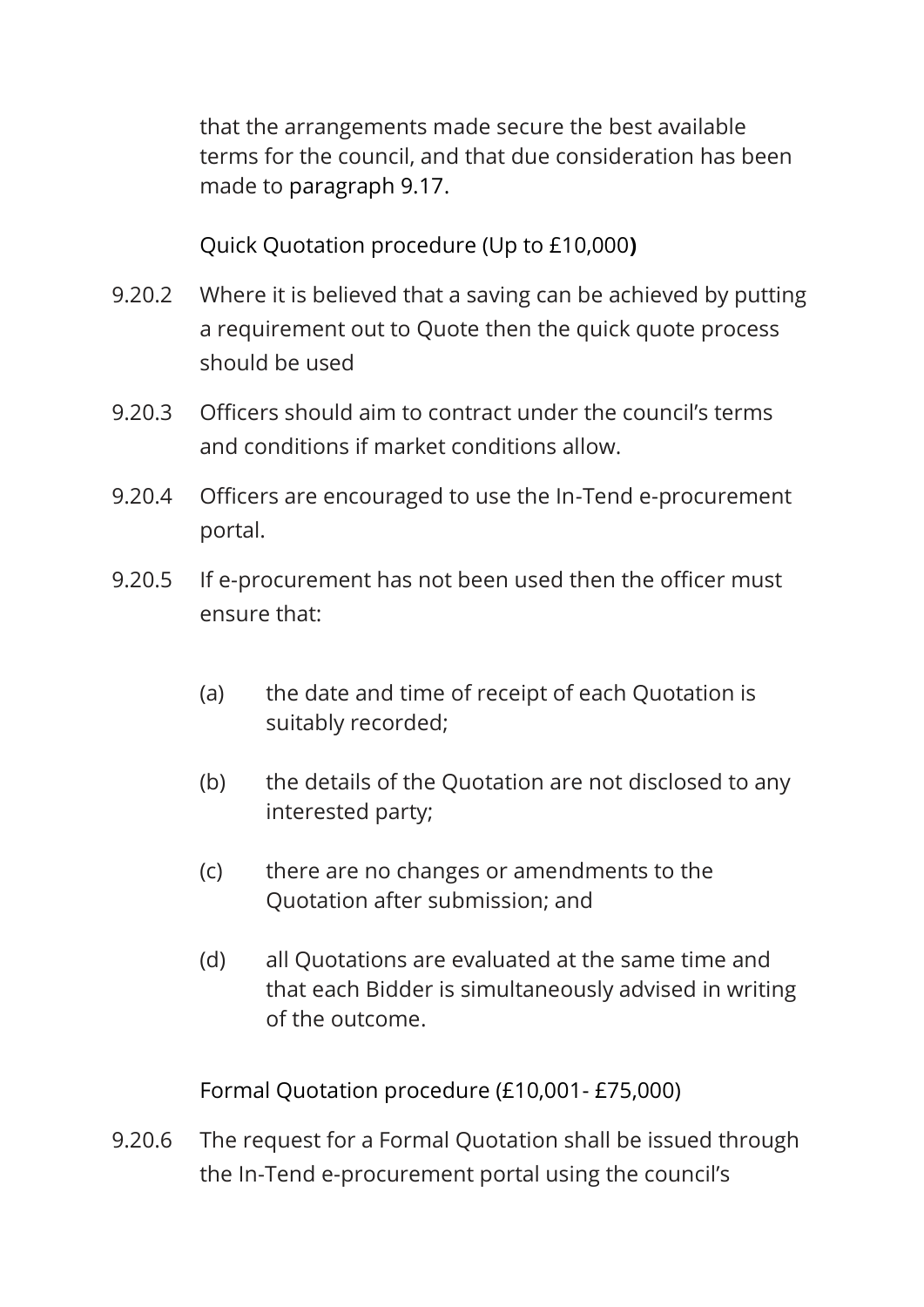that the arrangements made secure the best available terms for the council, and that due consideration has been made to paragraph 9.17.

Quick Quotation procedure (Up to £10,000**)**

9.20.2 Where it is believed that a saving can be achieved by putting a requirement out to Quote then the quick quote process should be used

9.20.3 Officers should aim to contract under the council's terms and conditions if market conditions allow.

9.20.4 Officers are encouraged to use the In-Tend e-procurement portal.

9.20.5 If e-procurement has not been used then the officer must ensure that:

(a) the date and time of receipt of each Quotation is suitably recorded;

(b) the details of the Quotation are not disclosed to any interested party;

(c) there are no changes or amendments to the Quotation after submission; and

(d) all Quotations are evaluated at the same time and that each Bidder is simultaneously advised in writing of the outcome.

Formal Quotation procedure (£10,001- £75,000)

9.20.6 The request for a Formal Quotation shall be issued through the In-Tend e-procurement portal using the council's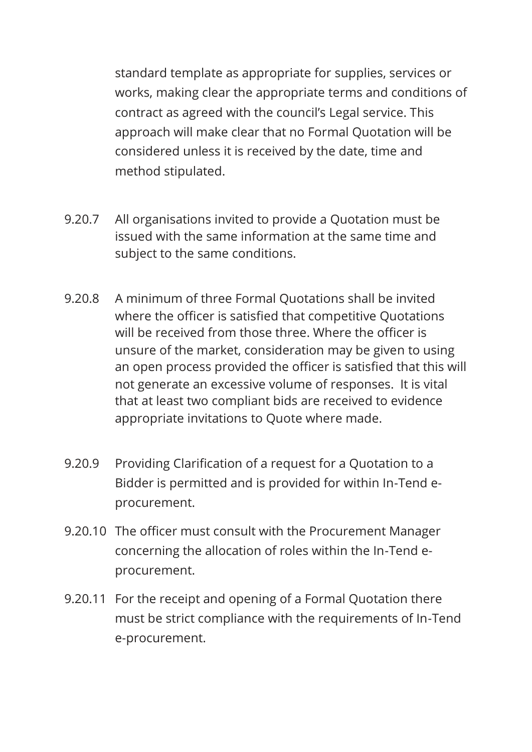standard template as appropriate for supplies, services or works, making clear the appropriate terms and conditions of contract as agreed with the council's Legal service. This approach will make clear that no Formal Quotation will be considered unless it is received by the date, time and method stipulated.

9.20.7 All organisations invited to provide a Quotation must be issued with the same information at the same time and subject to the same conditions.

9.20.8 A minimum of three Formal Quotations shall be invited where the officer is satisfied that competitive Quotations will be received from those three. Where the officer is unsure of the market, consideration may be given to using an open process provided the officer is satisfied that this will not generate an excessive volume of responses. It is vital that at least two compliant bids are received to evidence appropriate invitations to Quote where made.

9.20.9 Providing Clarification of a request for a Quotation to a Bidder is permitted and is provided for within In-Tend e-procurement.

9.20.10 The officer must consult with the Procurement Manager concerning the allocation of roles within the In-Tend e-procurement.

9.20.11 For the receipt and opening of a Formal Quotation there must be strict compliance with the requirements of In-Tend e-procurement.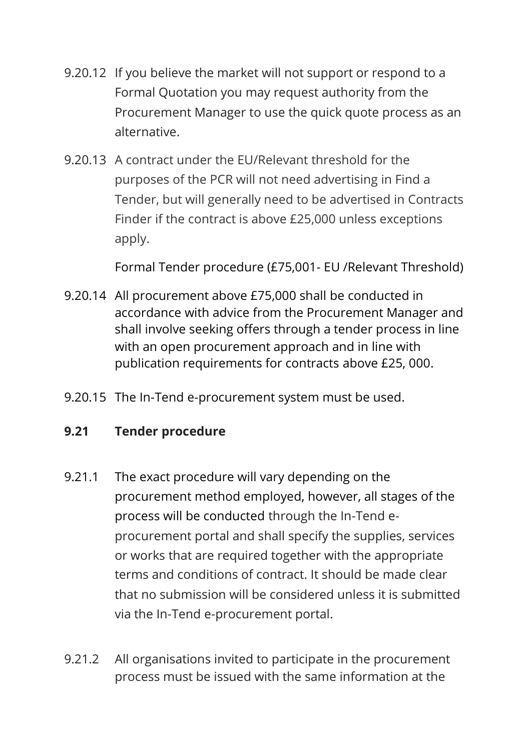9.20.12 If you believe the market will not support or respond to a Formal Quotation you may request authority from the Procurement Manager to use the quick quote process as an alternative.

9.20.13 A contract under the EU/Relevant threshold for the purposes of the PCR will not need advertising in Find a Tender, but will generally need to be advertised in Contracts Finder if the contract is above £25,000 unless exceptions apply.

Formal Tender procedure (£75,001- EU /Relevant Threshold)

9.20.14 All procurement above £75,000 shall be conducted in accordance with advice from the Procurement Manager and shall involve seeking offers through a tender process in line with an open procurement approach and in line with publication requirements for contracts above £25, 000.

9.20.15 The In-Tend e-procurement system must be used.

**9.21 Tender procedure**

9.21.1 The exact procedure will vary depending on the procurement method employed, however, all stages of the process will be conducted through the In-Tend e-procurement portal and shall specify the supplies, services or works that are required together with the appropriate terms and conditions of contract. It should be made clear that no submission will be considered unless it is submitted via the In-Tend e-procurement portal.

9.21.2 All organisations invited to participate in the procurement process must be issued with the same information at the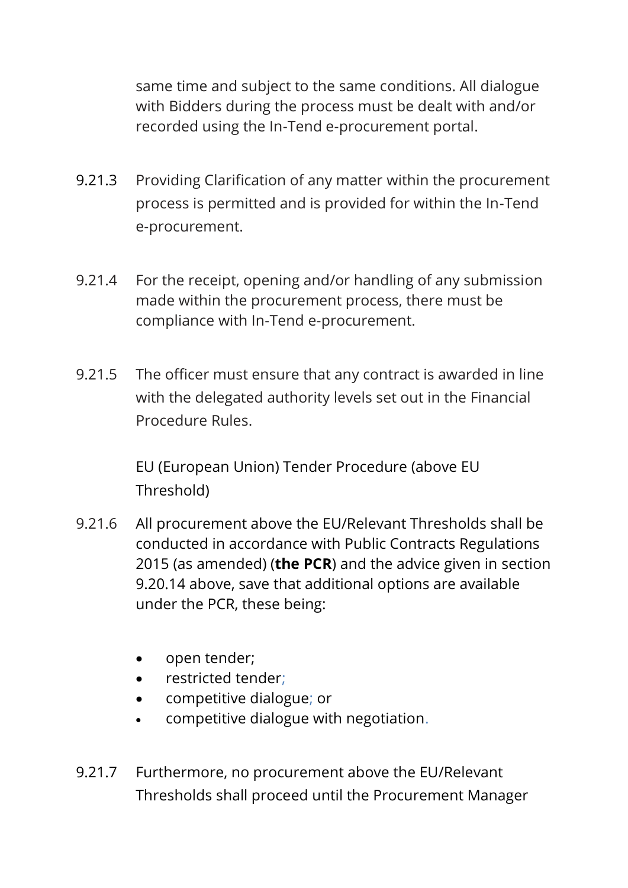same time and subject to the same conditions. All dialogue with Bidders during the process must be dealt with and/or recorded using the In-Tend e-procurement portal.

9.21.3 Providing Clarification of any matter within the procurement process is permitted and is provided for within the In-Tend e-procurement.

9.21.4 For the receipt, opening and/or handling of any submission made within the procurement process, there must be compliance with In-Tend e-procurement.

9.21.5 The officer must ensure that any contract is awarded in line with the delegated authority levels set out in the Financial Procedure Rules.

EU (European Union) Tender Procedure (above EU Threshold)

9.21.6 All procurement above the EU/Relevant Thresholds shall be conducted in accordance with Public Contracts Regulations 2015 (as amended) (**the PCR**) and the advice given in section 9.20.14 above, save that additional options are available under the PCR, these being:

- open tender;
- restricted tender;
- competitive dialogue; or
- competitive dialogue with negotiation.

9.21.7 Furthermore, no procurement above the EU/Relevant Thresholds shall proceed until the Procurement Manager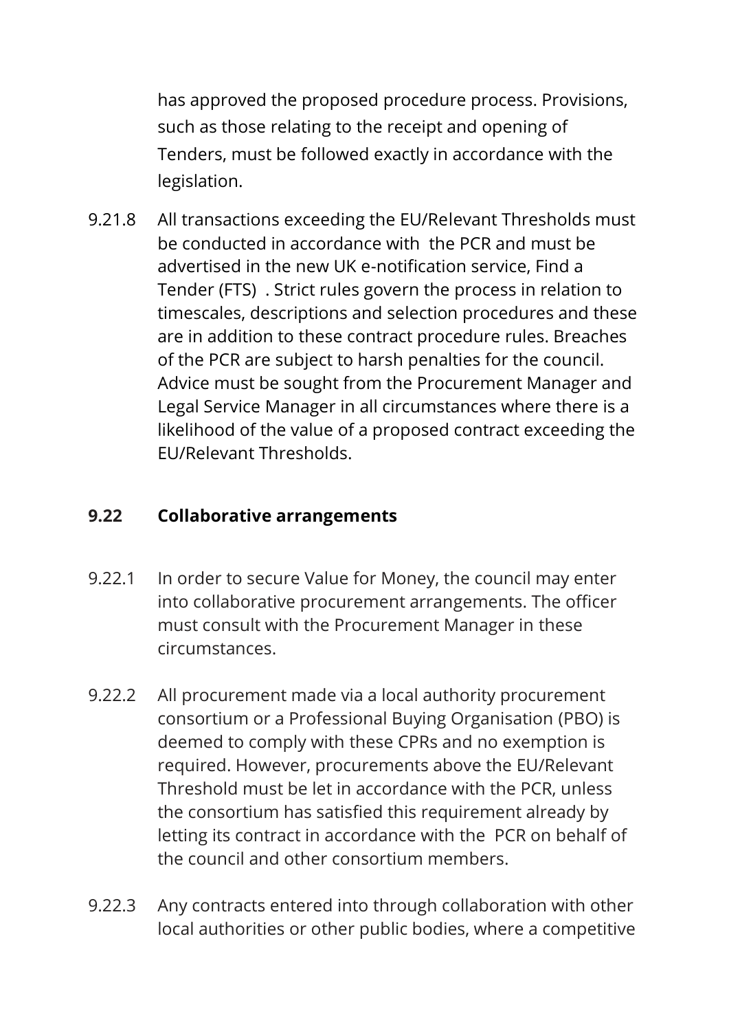has approved the proposed procedure process. Provisions, such as those relating to the receipt and opening of Tenders, must be followed exactly in accordance with the legislation.

9.21.8 All transactions exceeding the EU/Relevant Thresholds must be conducted in accordance with the PCR and must be advertised in the new UK e-notification service, Find a Tender (FTS) . Strict rules govern the process in relation to timescales, descriptions and selection procedures and these are in addition to these contract procedure rules. Breaches of the PCR are subject to harsh penalties for the council. Advice must be sought from the Procurement Manager and Legal Service Manager in all circumstances where there is a likelihood of the value of a proposed contract exceeding the EU/Relevant Thresholds.

## 9.22 Collaborative arrangements

9.22.1 In order to secure Value for Money, the council may enter into collaborative procurement arrangements. The officer must consult with the Procurement Manager in these circumstances.

9.22.2 All procurement made via a local authority procurement consortium or a Professional Buying Organisation (PBO) is deemed to comply with these CPRs and no exemption is required. However, procurements above the EU/Relevant Threshold must be let in accordance with the PCR, unless the consortium has satisfied this requirement already by letting its contract in accordance with the PCR on behalf of the council and other consortium members.

9.22.3 Any contracts entered into through collaboration with other local authorities or other public bodies, where a competitive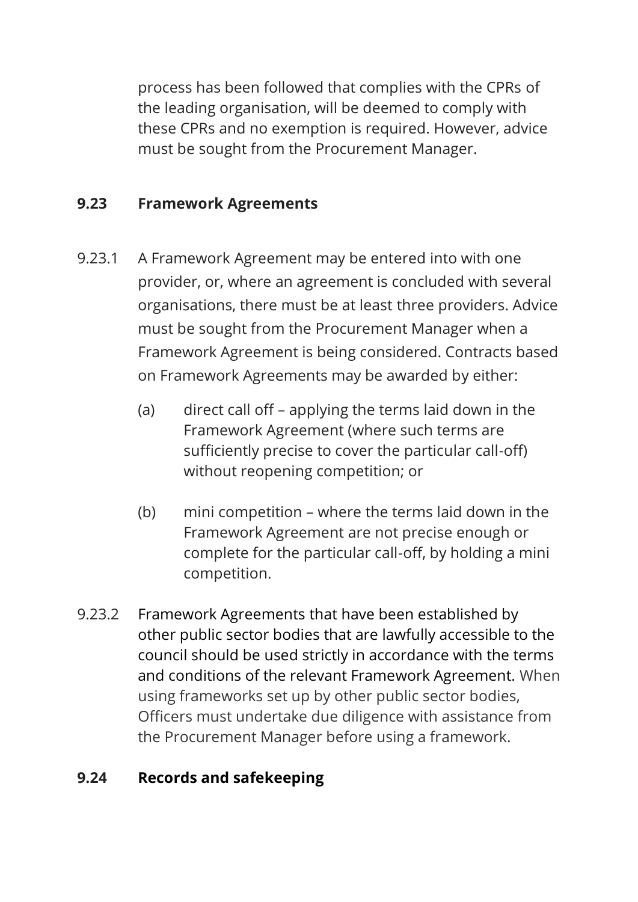process has been followed that complies with the CPRs of the leading organisation, will be deemed to comply with these CPRs and no exemption is required. However, advice must be sought from the Procurement Manager.

### 9.23 Framework Agreements

9.23.1 A Framework Agreement may be entered into with one provider, or, where an agreement is concluded with several organisations, there must be at least three providers. Advice must be sought from the Procurement Manager when a Framework Agreement is being considered. Contracts based on Framework Agreements may be awarded by either:

- (a) direct call off – applying the terms laid down in the Framework Agreement (where such terms are sufficiently precise to cover the particular call-off) without reopening competition; or

- (b) mini competition – where the terms laid down in the Framework Agreement are not precise enough or complete for the particular call-off, by holding a mini competition.

9.23.2 Framework Agreements that have been established by other public sector bodies that are lawfully accessible to the council should be used strictly in accordance with the terms and conditions of the relevant Framework Agreement. When using frameworks set up by other public sector bodies, Officers must undertake due diligence with assistance from the Procurement Manager before using a framework.

### 9.24 Records and safekeeping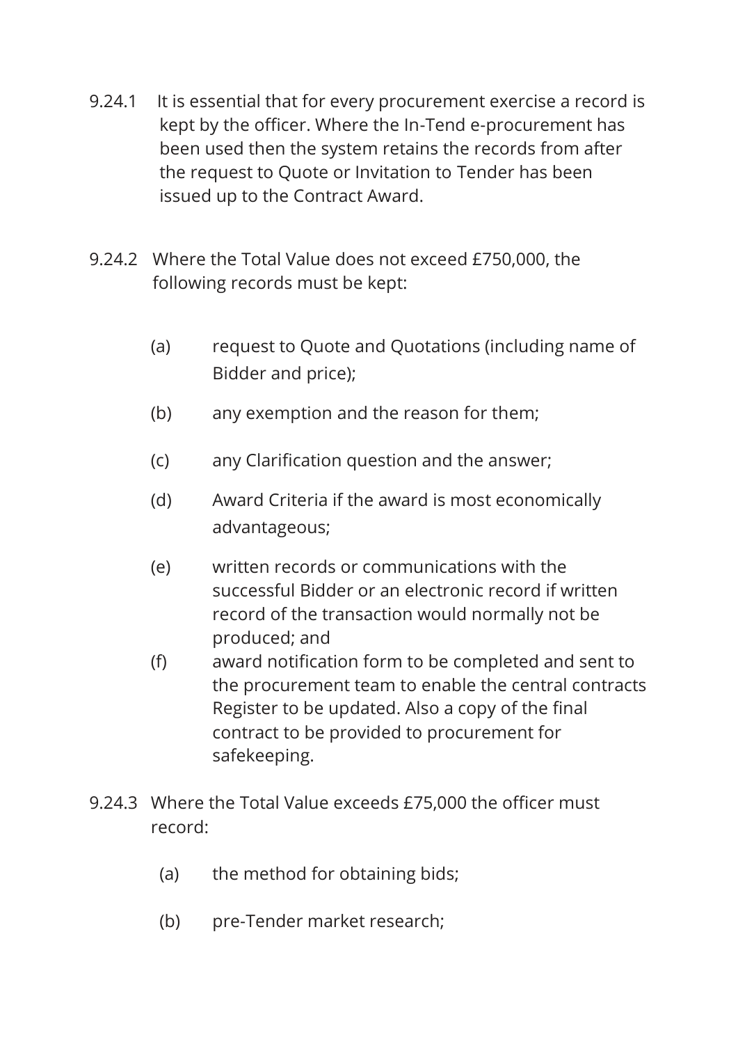9.24.1 It is essential that for every procurement exercise a record is kept by the officer. Where the In-Tend e-procurement has been used then the system retains the records from after the request to Quote or Invitation to Tender has been issued up to the Contract Award.

9.24.2 Where the Total Value does not exceed £750,000, the following records must be kept:

(a) request to Quote and Quotations (including name of Bidder and price);

(b) any exemption and the reason for them;

(c) any Clarification question and the answer;

(d) Award Criteria if the award is most economically advantageous;

(e) written records or communications with the successful Bidder or an electronic record if written record of the transaction would normally not be produced; and

(f) award notification form to be completed and sent to the procurement team to enable the central contracts Register to be updated. Also a copy of the final contract to be provided to procurement for safekeeping.

9.24.3 Where the Total Value exceeds £75,000 the officer must record:

(a) the method for obtaining bids;

(b) pre-Tender market research;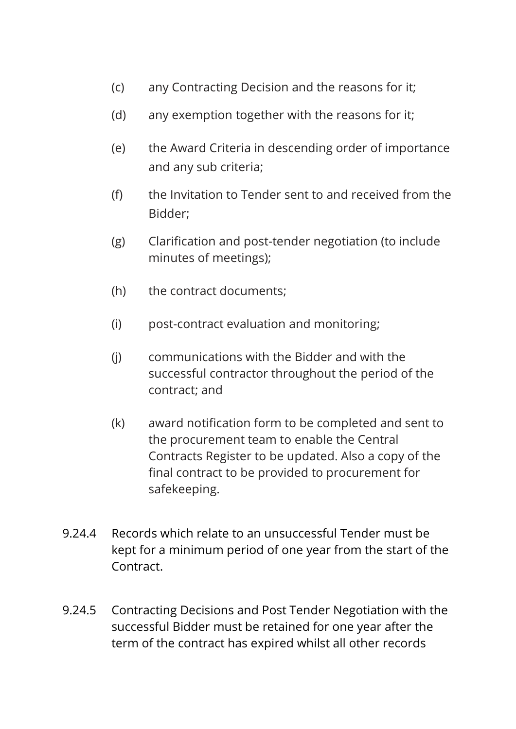(c) any Contracting Decision and the reasons for it;

(d) any exemption together with the reasons for it;

(e) the Award Criteria in descending order of importance and any sub criteria;

(f) the Invitation to Tender sent to and received from the Bidder;

(g) Clarification and post-tender negotiation (to include minutes of meetings);

(h) the contract documents;

(i) post-contract evaluation and monitoring;

(j) communications with the Bidder and with the successful contractor throughout the period of the contract; and

(k) award notification form to be completed and sent to the procurement team to enable the Central Contracts Register to be updated. Also a copy of the final contract to be provided to procurement for safekeeping.

9.24.4 Records which relate to an unsuccessful Tender must be kept for a minimum period of one year from the start of the Contract.

9.24.5 Contracting Decisions and Post Tender Negotiation with the successful Bidder must be retained for one year after the term of the contract has expired whilst all other records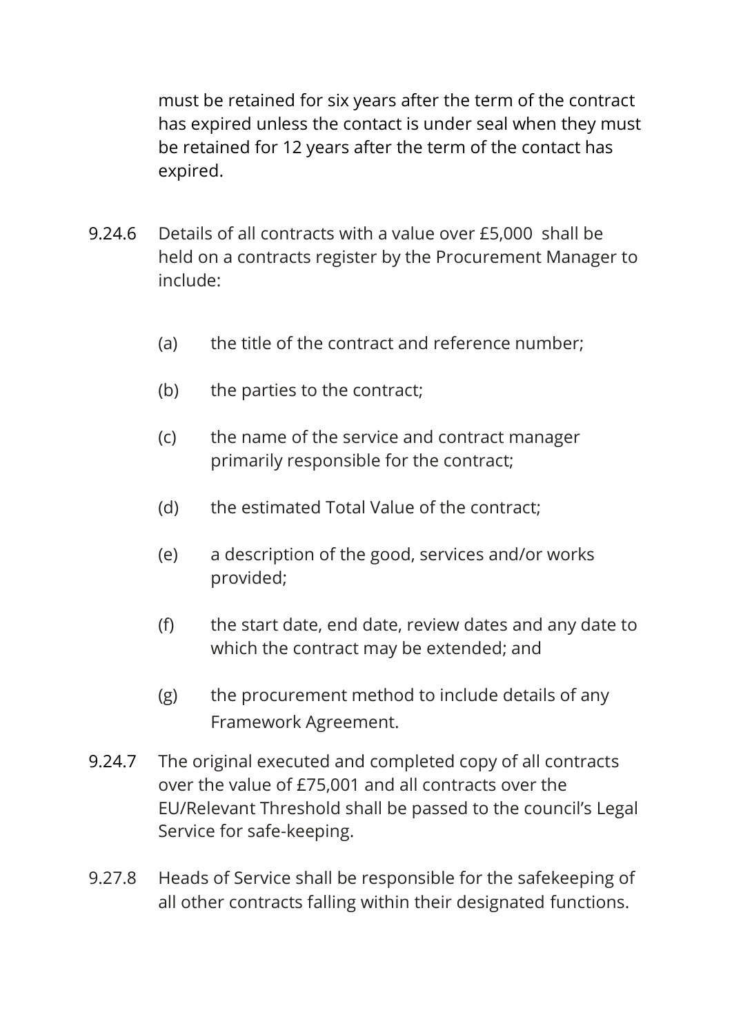must be retained for six years after the term of the contract has expired unless the contact is under seal when they must be retained for 12 years after the term of the contact has expired.

9.24.6 Details of all contracts with a value over £5,000 shall be held on a contracts register by the Procurement Manager to include:

(a) the title of the contract and reference number;

(b) the parties to the contract;

(c) the name of the service and contract manager primarily responsible for the contract;

(d) the estimated Total Value of the contract;

(e) a description of the good, services and/or works provided;

(f) the start date, end date, review dates and any date to which the contract may be extended; and

(g) the procurement method to include details of any Framework Agreement.

9.24.7 The original executed and completed copy of all contracts over the value of £75,001 and all contracts over the EU/Relevant Threshold shall be passed to the council's Legal Service for safe-keeping.

9.27.8 Heads of Service shall be responsible for the safekeeping of all other contracts falling within their designated functions.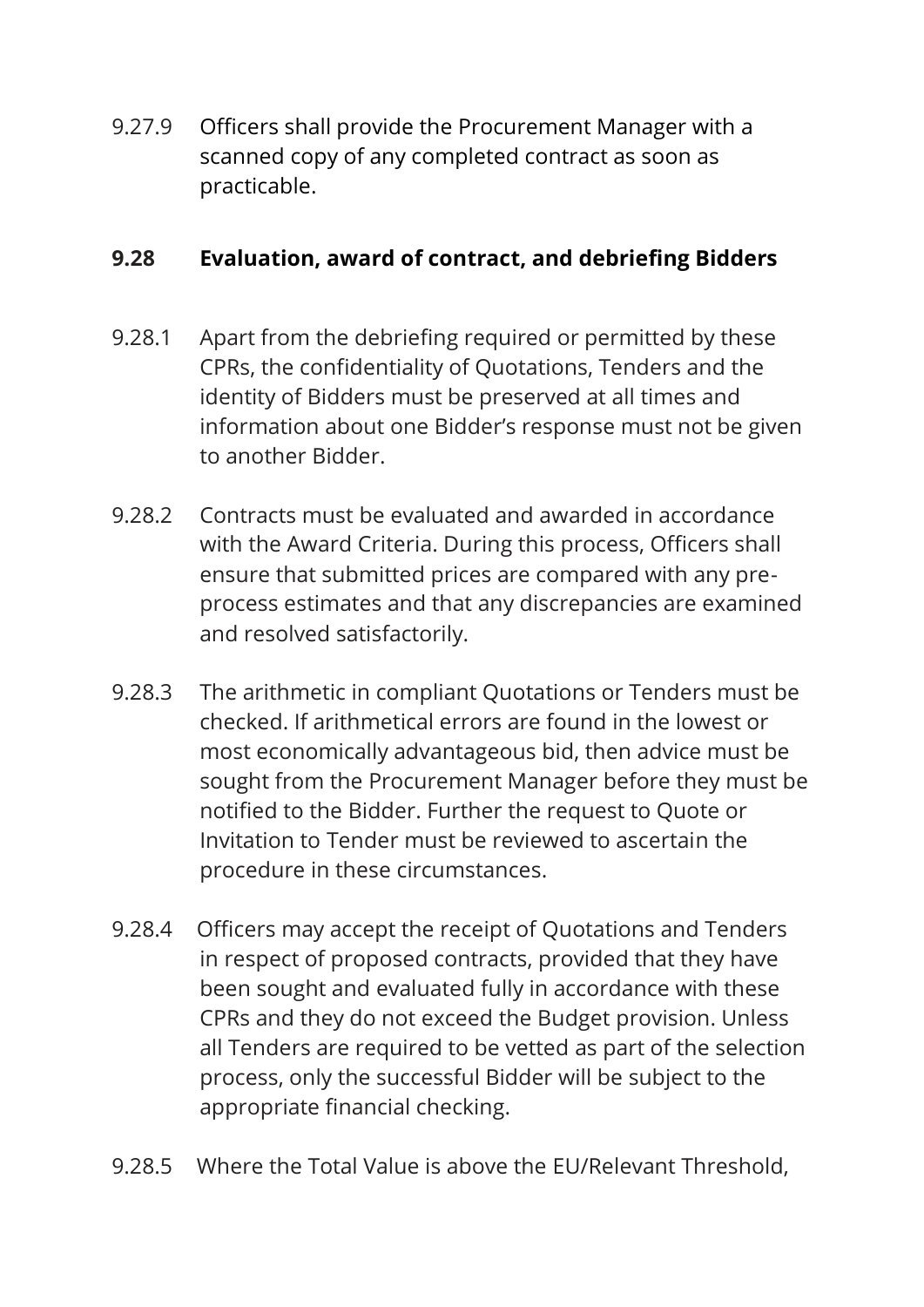9.27.9 Officers shall provide the Procurement Manager with a scanned copy of any completed contract as soon as practicable.

### 9.28 Evaluation, award of contract, and debriefing Bidders

9.28.1 Apart from the debriefing required or permitted by these CPRs, the confidentiality of Quotations, Tenders and the identity of Bidders must be preserved at all times and information about one Bidder's response must not be given to another Bidder.

9.28.2 Contracts must be evaluated and awarded in accordance with the Award Criteria. During this process, Officers shall ensure that submitted prices are compared with any pre-process estimates and that any discrepancies are examined and resolved satisfactorily.

9.28.3 The arithmetic in compliant Quotations or Tenders must be checked. If arithmetical errors are found in the lowest or most economically advantageous bid, then advice must be sought from the Procurement Manager before they must be notified to the Bidder. Further the request to Quote or Invitation to Tender must be reviewed to ascertain the procedure in these circumstances.

9.28.4 Officers may accept the receipt of Quotations and Tenders in respect of proposed contracts, provided that they have been sought and evaluated fully in accordance with these CPRs and they do not exceed the Budget provision. Unless all Tenders are required to be vetted as part of the selection process, only the successful Bidder will be subject to the appropriate financial checking.

9.28.5 Where the Total Value is above the EU/Relevant Threshold,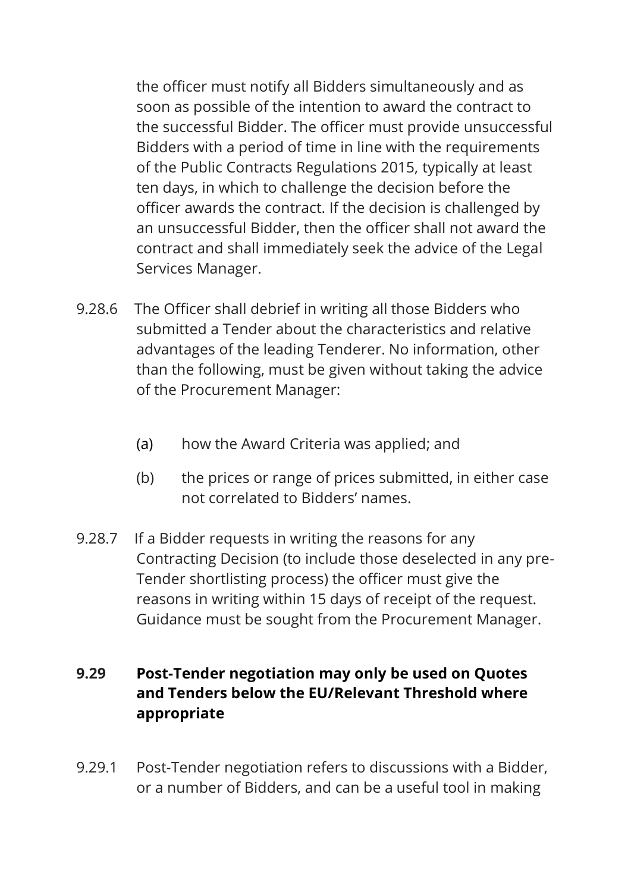the officer must notify all Bidders simultaneously and as soon as possible of the intention to award the contract to the successful Bidder. The officer must provide unsuccessful Bidders with a period of time in line with the requirements of the Public Contracts Regulations 2015, typically at least ten days, in which to challenge the decision before the officer awards the contract. If the decision is challenged by an unsuccessful Bidder, then the officer shall not award the contract and shall immediately seek the advice of the Legal Services Manager.

9.28.6 The Officer shall debrief in writing all those Bidders who submitted a Tender about the characteristics and relative advantages of the leading Tenderer. No information, other than the following, must be given without taking the advice of the Procurement Manager:

(a) how the Award Criteria was applied; and

(b) the prices or range of prices submitted, in either case not correlated to Bidders' names.

9.28.7 If a Bidder requests in writing the reasons for any Contracting Decision (to include those deselected in any pre-Tender shortlisting process) the officer must give the reasons in writing within 15 days of receipt of the request. Guidance must be sought from the Procurement Manager.

**9.29 Post-Tender negotiation may only be used on Quotes and Tenders below the EU/Relevant Threshold where appropriate**

9.29.1 Post-Tender negotiation refers to discussions with a Bidder, or a number of Bidders, and can be a useful tool in making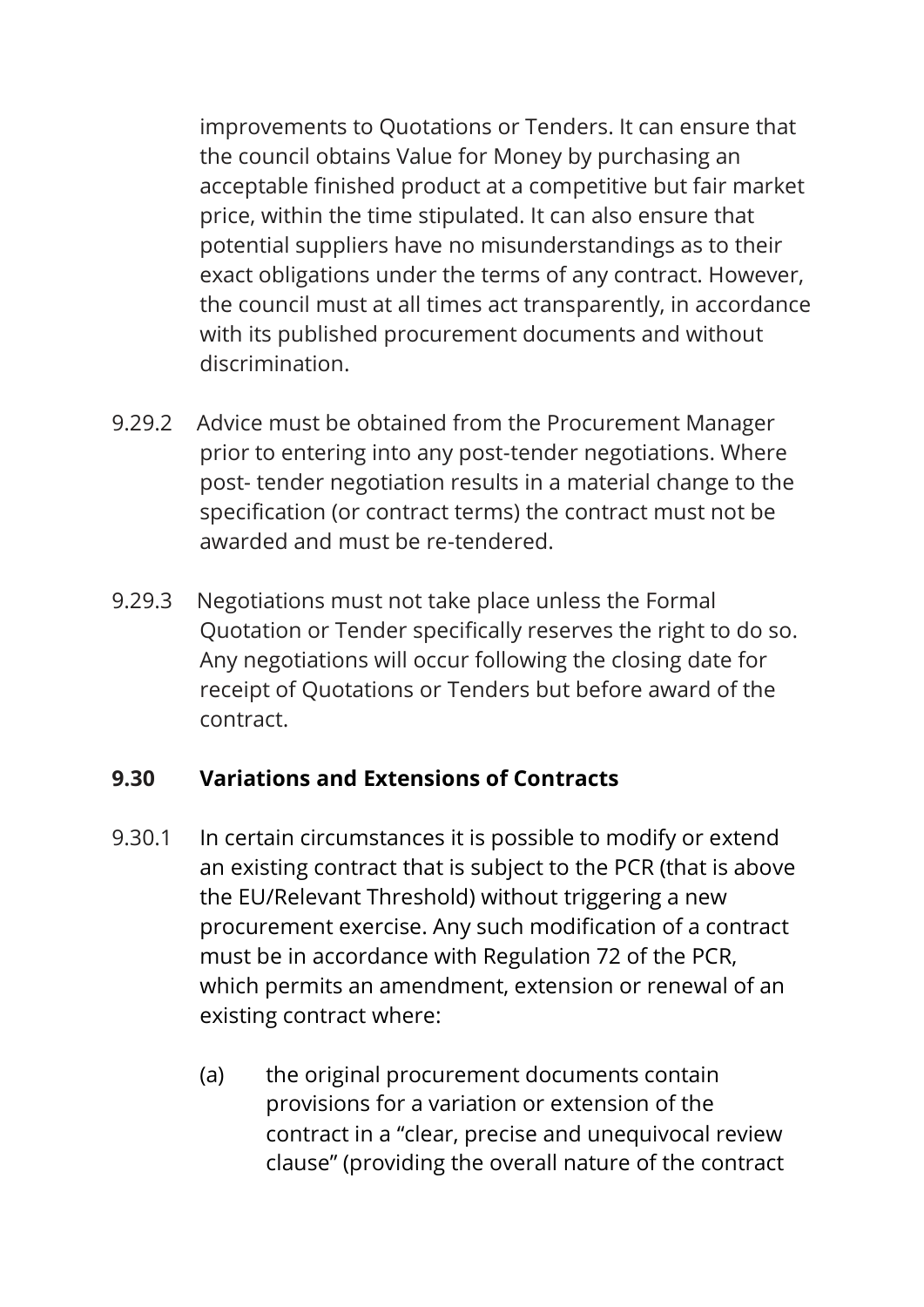improvements to Quotations or Tenders. It can ensure that the council obtains Value for Money by purchasing an acceptable finished product at a competitive but fair market price, within the time stipulated. It can also ensure that potential suppliers have no misunderstandings as to their exact obligations under the terms of any contract. However, the council must at all times act transparently, in accordance with its published procurement documents and without discrimination.

9.29.2 Advice must be obtained from the Procurement Manager prior to entering into any post-tender negotiations. Where post- tender negotiation results in a material change to the specification (or contract terms) the contract must not be awarded and must be re-tendered.

9.29.3 Negotiations must not take place unless the Formal Quotation or Tender specifically reserves the right to do so. Any negotiations will occur following the closing date for receipt of Quotations or Tenders but before award of the contract.

**9.30 Variations and Extensions of Contracts**

9.30.1 In certain circumstances it is possible to modify or extend an existing contract that is subject to the PCR (that is above the EU/Relevant Threshold) without triggering a new procurement exercise. Any such modification of a contract must be in accordance with Regulation 72 of the PCR, which permits an amendment, extension or renewal of an existing contract where:

(a) the original procurement documents contain provisions for a variation or extension of the contract in a "clear, precise and unequivocal review clause" (providing the overall nature of the contract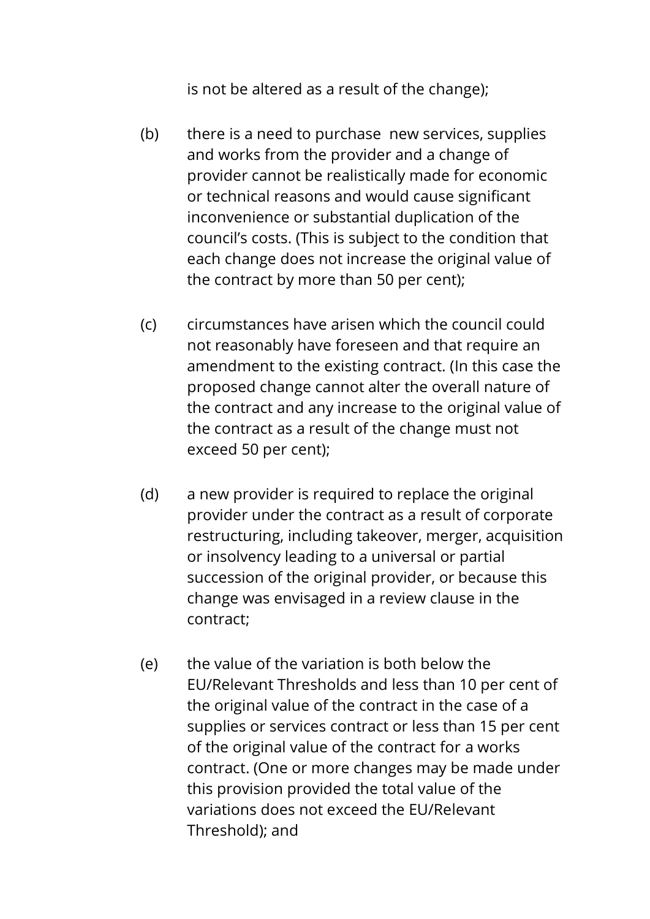is not be altered as a result of the change);

(b) there is a need to purchase new services, supplies and works from the provider and a change of provider cannot be realistically made for economic or technical reasons and would cause significant inconvenience or substantial duplication of the council's costs. (This is subject to the condition that each change does not increase the original value of the contract by more than 50 per cent);

(c) circumstances have arisen which the council could not reasonably have foreseen and that require an amendment to the existing contract. (In this case the proposed change cannot alter the overall nature of the contract and any increase to the original value of the contract as a result of the change must not exceed 50 per cent);

(d) a new provider is required to replace the original provider under the contract as a result of corporate restructuring, including takeover, merger, acquisition or insolvency leading to a universal or partial succession of the original provider, or because this change was envisaged in a review clause in the contract;

(e) the value of the variation is both below the EU/Relevant Thresholds and less than 10 per cent of the original value of the contract in the case of a supplies or services contract or less than 15 per cent of the original value of the contract for a works contract. (One or more changes may be made under this provision provided the total value of the variations does not exceed the EU/Relevant Threshold); and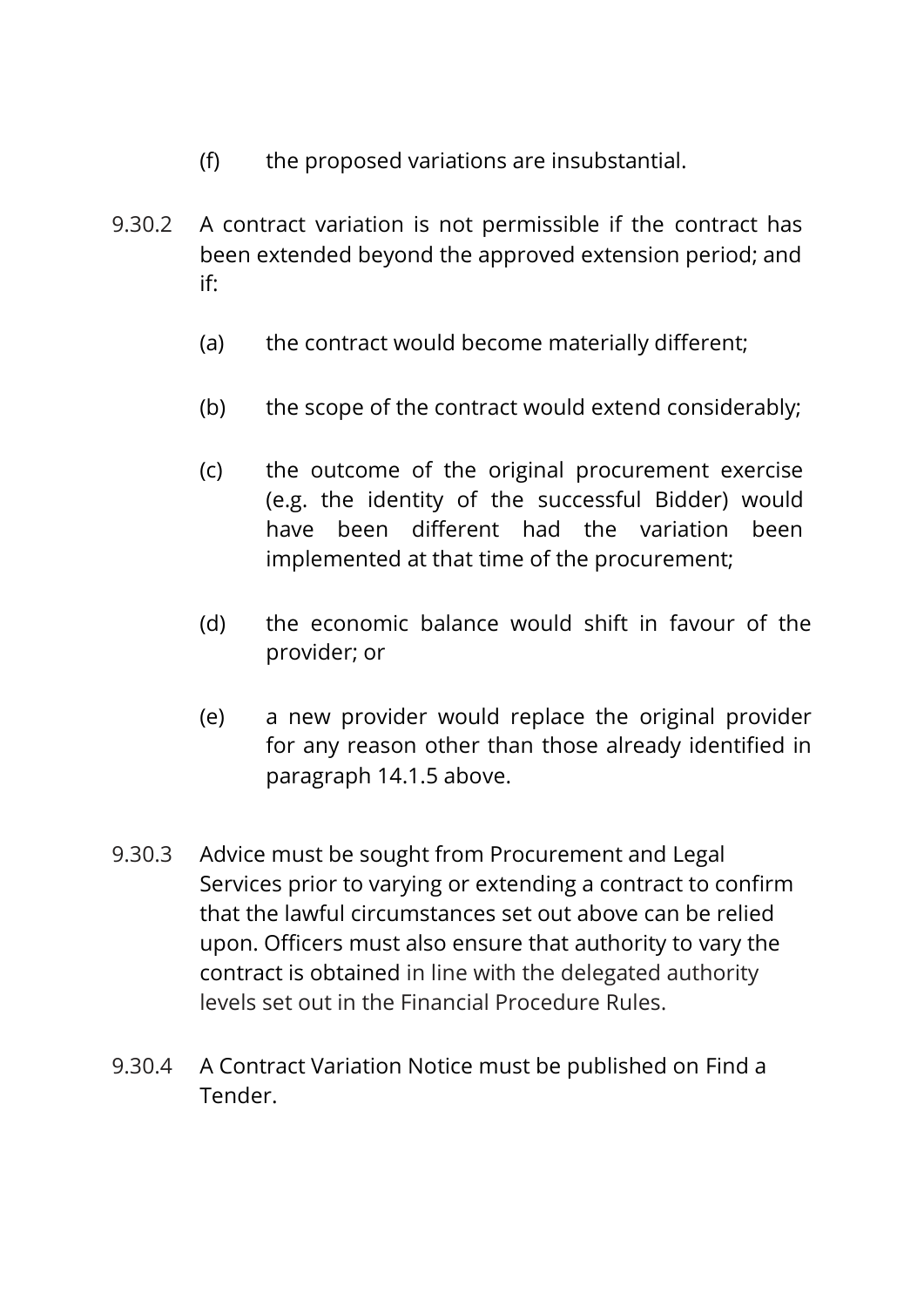(f) the proposed variations are insubstantial.

9.30.2 A contract variation is not permissible if the contract has been extended beyond the approved extension period; and if:

(a) the contract would become materially different;

(b) the scope of the contract would extend considerably;

(c) the outcome of the original procurement exercise (e.g. the identity of the successful Bidder) would have been different had the variation been implemented at that time of the procurement;

(d) the economic balance would shift in favour of the provider; or

(e) a new provider would replace the original provider for any reason other than those already identified in paragraph 14.1.5 above.

9.30.3 Advice must be sought from Procurement and Legal Services prior to varying or extending a contract to confirm that the lawful circumstances set out above can be relied upon. Officers must also ensure that authority to vary the contract is obtained in line with the delegated authority levels set out in the Financial Procedure Rules.

9.30.4 A Contract Variation Notice must be published on Find a Tender.